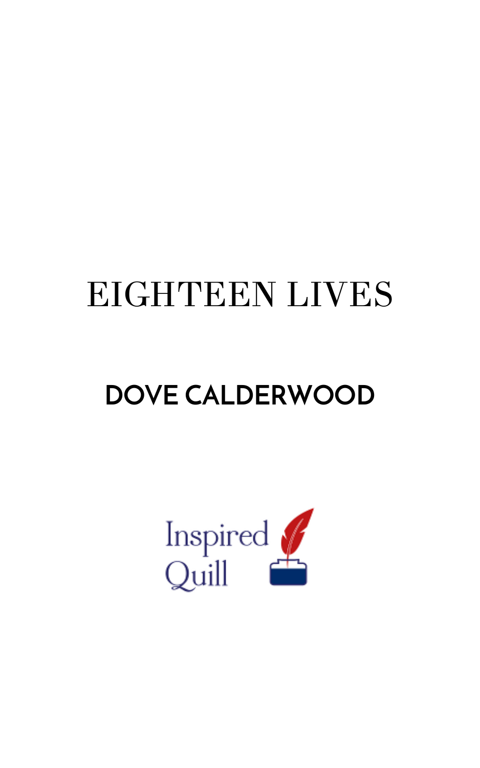# EIGHTEEN LIVES

## DOVE CALDERWOOD

Inspired Quill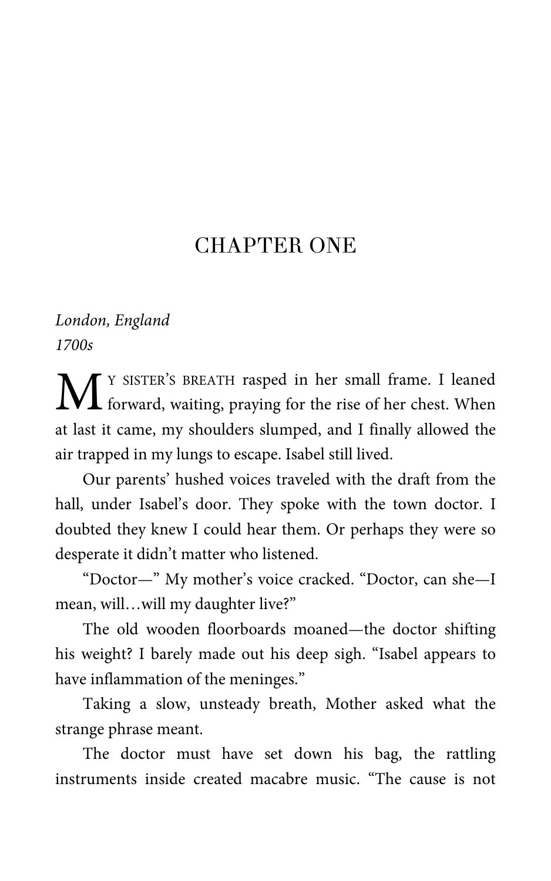# CHAPTER ONE

*London, England*
*1700s*

MY SISTER'S BREATH rasped in her small frame. I leaned forward, waiting, praying for the rise of her chest. When at last it came, my shoulders slumped, and I finally allowed the air trapped in my lungs to escape. Isabel still lived.

Our parents' hushed voices traveled with the draft from the hall, under Isabel's door. They spoke with the town doctor. I doubted they knew I could hear them. Or perhaps they were so desperate it didn't matter who listened.

"Doctor—" My mother's voice cracked. "Doctor, can she—I mean, will…will my daughter live?"

The old wooden floorboards moaned—the doctor shifting his weight? I barely made out his deep sigh. "Isabel appears to have inflammation of the meninges."

Taking a slow, unsteady breath, Mother asked what the strange phrase meant.

The doctor must have set down his bag, the rattling instruments inside created macabre music. "The cause is not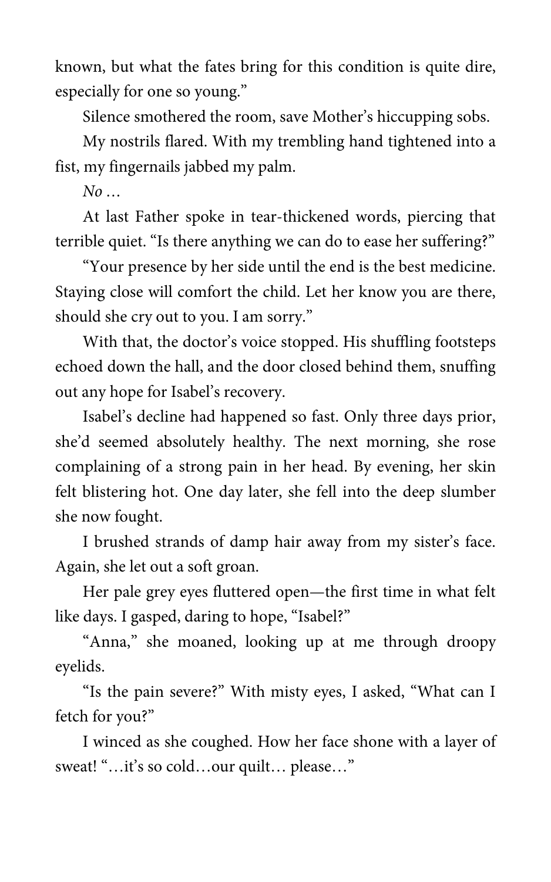known, but what the fates bring for this condition is quite dire, especially for one so young."

Silence smothered the room, save Mother's hiccupping sobs.

My nostrils flared. With my trembling hand tightened into a fist, my fingernails jabbed my palm.

*No …*

At last Father spoke in tear-thickened words, piercing that terrible quiet. "Is there anything we can do to ease her suffering?"

"Your presence by her side until the end is the best medicine. Staying close will comfort the child. Let her know you are there, should she cry out to you. I am sorry."

With that, the doctor's voice stopped. His shuffling footsteps echoed down the hall, and the door closed behind them, snuffing out any hope for Isabel's recovery.

Isabel's decline had happened so fast. Only three days prior, she'd seemed absolutely healthy. The next morning, she rose complaining of a strong pain in her head. By evening, her skin felt blistering hot. One day later, she fell into the deep slumber she now fought.

I brushed strands of damp hair away from my sister's face. Again, she let out a soft groan.

Her pale grey eyes fluttered open—the first time in what felt like days. I gasped, daring to hope, "Isabel?"

"Anna," she moaned, looking up at me through droopy eyelids.

"Is the pain severe?" With misty eyes, I asked, "What can I fetch for you?"

I winced as she coughed. How her face shone with a layer of sweat! "…it's so cold…our quilt… please…"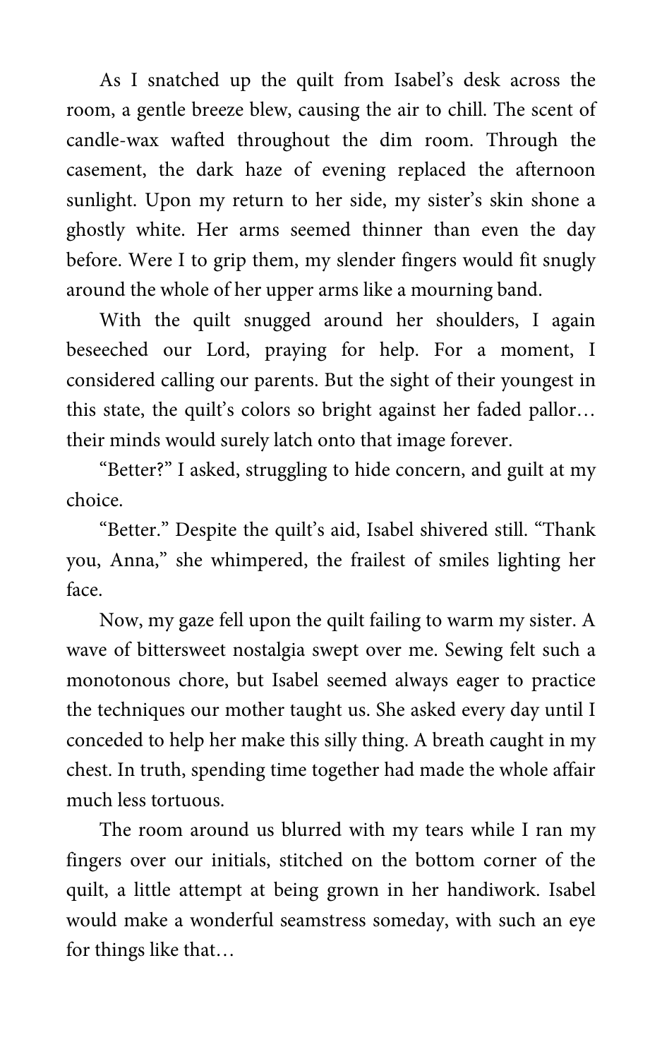As I snatched up the quilt from Isabel's desk across the room, a gentle breeze blew, causing the air to chill. The scent of candle-wax wafted throughout the dim room. Through the casement, the dark haze of evening replaced the afternoon sunlight. Upon my return to her side, my sister's skin shone a ghostly white. Her arms seemed thinner than even the day before. Were I to grip them, my slender fingers would fit snugly around the whole of her upper arms like a mourning band.

With the quilt snugged around her shoulders, I again beseeched our Lord, praying for help. For a moment, I considered calling our parents. But the sight of their youngest in this state, the quilt's colors so bright against her faded pallor… their minds would surely latch onto that image forever.

"Better?" I asked, struggling to hide concern, and guilt at my choice.

"Better." Despite the quilt's aid, Isabel shivered still. "Thank you, Anna," she whimpered, the frailest of smiles lighting her face.

Now, my gaze fell upon the quilt failing to warm my sister. A wave of bittersweet nostalgia swept over me. Sewing felt such a monotonous chore, but Isabel seemed always eager to practice the techniques our mother taught us. She asked every day until I conceded to help her make this silly thing. A breath caught in my chest. In truth, spending time together had made the whole affair much less tortuous.

The room around us blurred with my tears while I ran my fingers over our initials, stitched on the bottom corner of the quilt, a little attempt at being grown in her handiwork. Isabel would make a wonderful seamstress someday, with such an eye for things like that…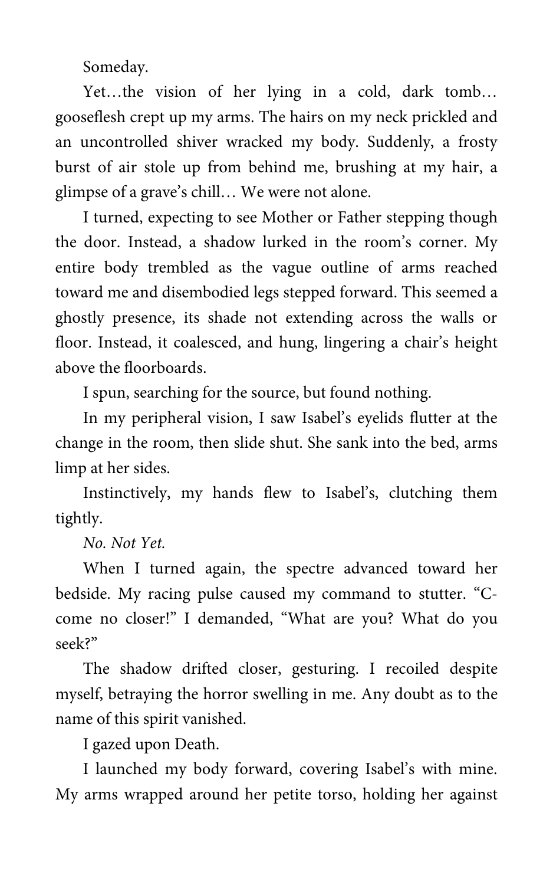Someday.

Yet…the vision of her lying in a cold, dark tomb… gooseflesh crept up my arms. The hairs on my neck prickled and an uncontrolled shiver wracked my body. Suddenly, a frosty burst of air stole up from behind me, brushing at my hair, a glimpse of a grave's chill… We were not alone.

I turned, expecting to see Mother or Father stepping though the door. Instead, a shadow lurked in the room's corner. My entire body trembled as the vague outline of arms reached toward me and disembodied legs stepped forward. This seemed a ghostly presence, its shade not extending across the walls or floor. Instead, it coalesced, and hung, lingering a chair's height above the floorboards.

I spun, searching for the source, but found nothing.

In my peripheral vision, I saw Isabel's eyelids flutter at the change in the room, then slide shut. She sank into the bed, arms limp at her sides.

Instinctively, my hands flew to Isabel's, clutching them tightly.

*No. Not Yet.*

When I turned again, the spectre advanced toward her bedside. My racing pulse caused my command to stutter. "C-come no closer!" I demanded, "What are you? What do you seek?"

The shadow drifted closer, gesturing. I recoiled despite myself, betraying the horror swelling in me. Any doubt as to the name of this spirit vanished.

I gazed upon Death.

I launched my body forward, covering Isabel's with mine. My arms wrapped around her petite torso, holding her against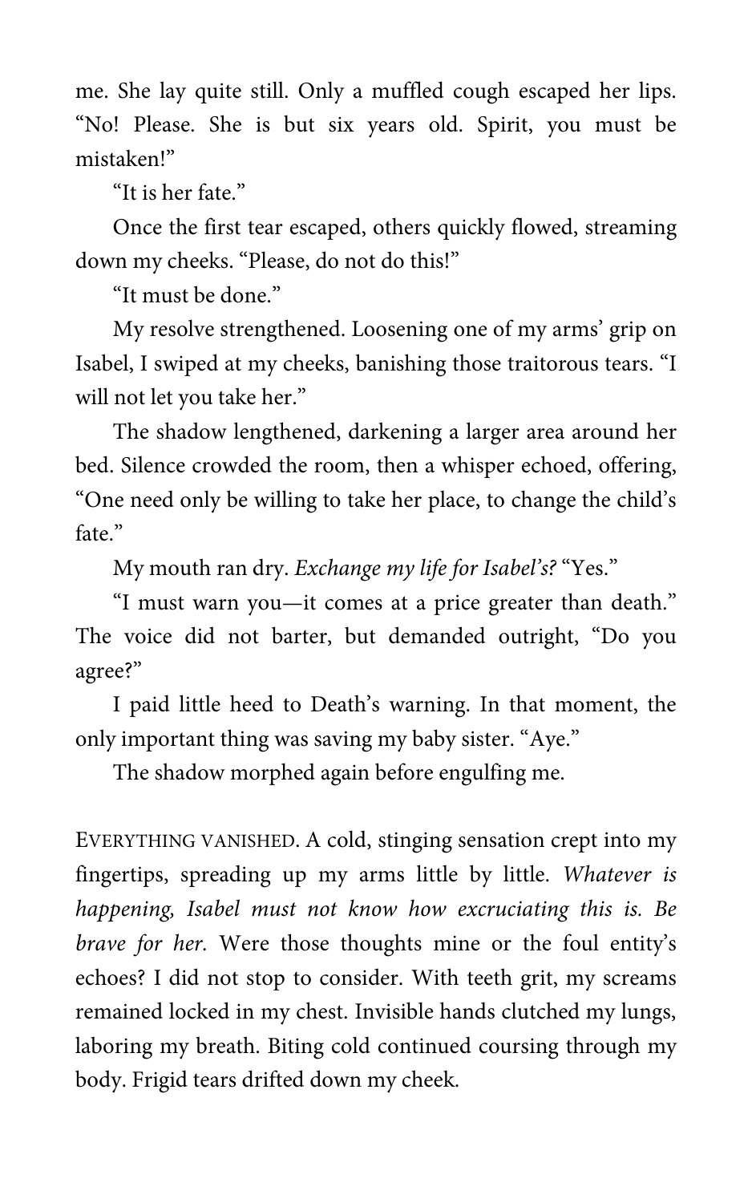me. She lay quite still. Only a muffled cough escaped her lips. "No! Please. She is but six years old. Spirit, you must be mistaken!"

"It is her fate."

Once the first tear escaped, others quickly flowed, streaming down my cheeks. "Please, do not do this!"

"It must be done."

My resolve strengthened. Loosening one of my arms' grip on Isabel, I swiped at my cheeks, banishing those traitorous tears. "I will not let you take her."

The shadow lengthened, darkening a larger area around her bed. Silence crowded the room, then a whisper echoed, offering, "One need only be willing to take her place, to change the child's fate."

My mouth ran dry. *Exchange my life for Isabel's?* "Yes."

"I must warn you—it comes at a price greater than death." The voice did not barter, but demanded outright, "Do you agree?"

I paid little heed to Death's warning. In that moment, the only important thing was saving my baby sister. "Aye."

The shadow morphed again before engulfing me.

EVERYTHING VANISHED. A cold, stinging sensation crept into my fingertips, spreading up my arms little by little. *Whatever is happening, Isabel must not know how excruciating this is. Be brave for her.* Were those thoughts mine or the foul entity's echoes? I did not stop to consider. With teeth grit, my screams remained locked in my chest. Invisible hands clutched my lungs, laboring my breath. Biting cold continued coursing through my body. Frigid tears drifted down my cheek.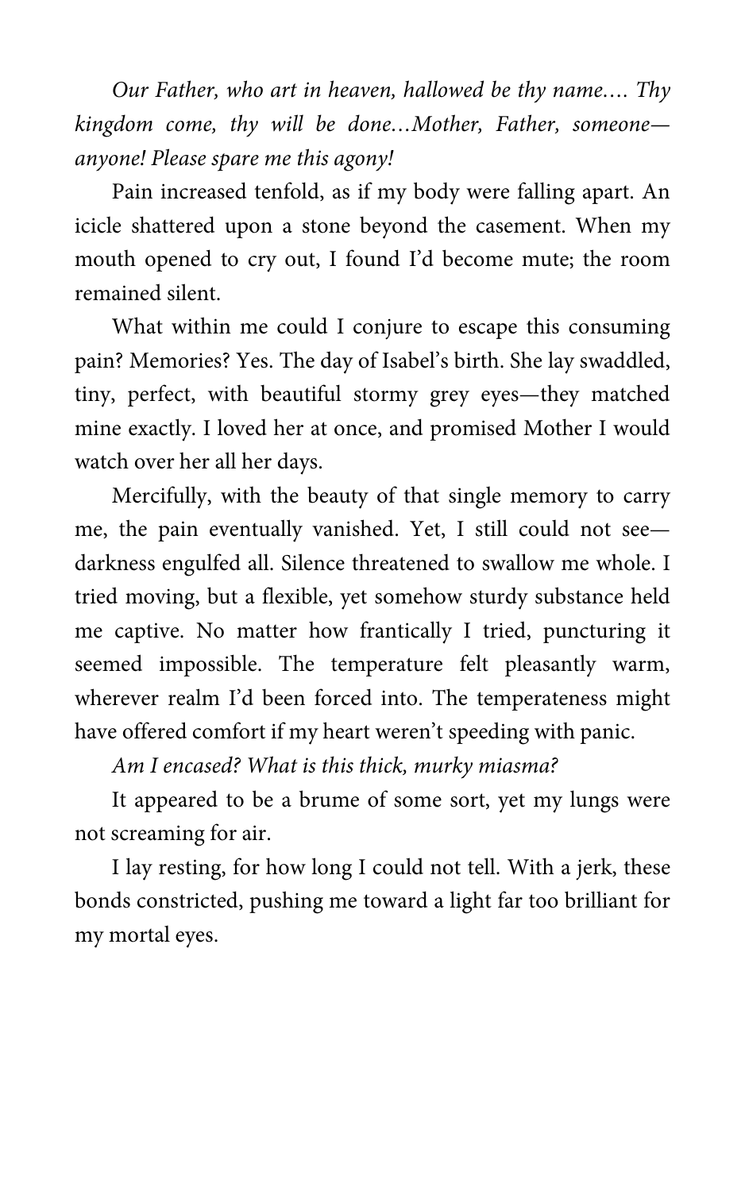*Our Father, who art in heaven, hallowed be thy name…. Thy kingdom come, thy will be done…Mother, Father, someone—anyone! Please spare me this agony!*

Pain increased tenfold, as if my body were falling apart. An icicle shattered upon a stone beyond the casement. When my mouth opened to cry out, I found I'd become mute; the room remained silent.

What within me could I conjure to escape this consuming pain? Memories? Yes. The day of Isabel's birth. She lay swaddled, tiny, perfect, with beautiful stormy grey eyes—they matched mine exactly. I loved her at once, and promised Mother I would watch over her all her days.

Mercifully, with the beauty of that single memory to carry me, the pain eventually vanished. Yet, I still could not see—darkness engulfed all. Silence threatened to swallow me whole. I tried moving, but a flexible, yet somehow sturdy substance held me captive. No matter how frantically I tried, puncturing it seemed impossible. The temperature felt pleasantly warm, wherever realm I'd been forced into. The temperateness might have offered comfort if my heart weren't speeding with panic.

*Am I encased? What is this thick, murky miasma?*

It appeared to be a brume of some sort, yet my lungs were not screaming for air.

I lay resting, for how long I could not tell. With a jerk, these bonds constricted, pushing me toward a light far too brilliant for my mortal eyes.